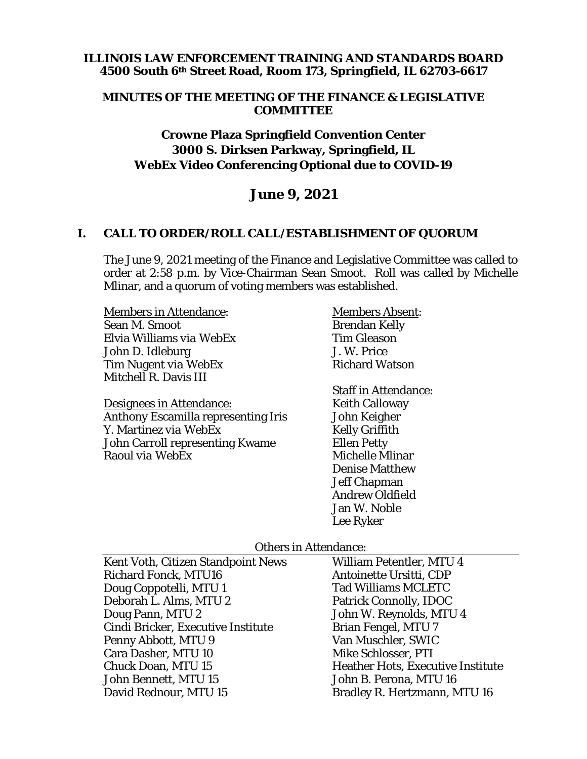**ILLINOIS LAW ENFORCEMENT TRAINING AND STANDARDS BOARD**
**4500 South 6th Street Road, Room 173, Springfield, IL 62703-6617**

**MINUTES OF THE MEETING OF THE FINANCE & LEGISLATIVE COMMITTEE**

**Crowne Plaza Springfield Convention Center**
**3000 S. Dirksen Parkway, Springfield, IL**
**WebEx Video Conferencing Optional due to COVID-19**

# June 9, 2021

## I. CALL TO ORDER/ROLL CALL/ESTABLISHMENT OF QUORUM

The June 9, 2021 meeting of the Finance and Legislative Committee was called to order at 2:58 p.m. by Vice-Chairman Sean Smoot. Roll was called by Michelle Mlinar, and a quorum of voting members was established.

Members in Attendance:
Sean M. Smoot
Elvia Williams via WebEx
John D. Idleburg
Tim Nugent via WebEx
Mitchell R. Davis III

Designees in Attendance:
Anthony Escamilla representing Iris Y. Martinez via WebEx
John Carroll representing Kwame Raoul via WebEx

Members Absent:
Brendan Kelly
Tim Gleason
J. W. Price
Richard Watson

Staff in Attendance:
Keith Calloway
John Keigher
Kelly Griffith
Ellen Petty
Michelle Mlinar
Denise Matthew
Jeff Chapman
Andrew Oldfield
Jan W. Noble
Lee Ryker

Others in Attendance:

| | |
|---|---|
| Kent Voth, Citizen Standpoint News | William Petentler, MTU 4 |
| Richard Fonck, MTU16 | Antoinette Ursitti, CDP |
| Doug Coppotelli, MTU 1 | Tad Williams MCLETC |
| Deborah L. Alms, MTU 2 | Patrick Connolly, IDOC |
| Doug Pann, MTU 2 | John W. Reynolds, MTU 4 |
| Cindi Bricker, Executive Institute | Brian Fengel, MTU 7 |
| Penny Abbott, MTU 9 | Van Muschler, SWIC |
| Cara Dasher, MTU 10 | Mike Schlosser, PTI |
| Chuck Doan, MTU 15 | Heather Hots, Executive Institute |
| John Bennett, MTU 15 | John B. Perona, MTU 16 |
| David Rednour, MTU 15 | Bradley R. Hertzmann, MTU 16 |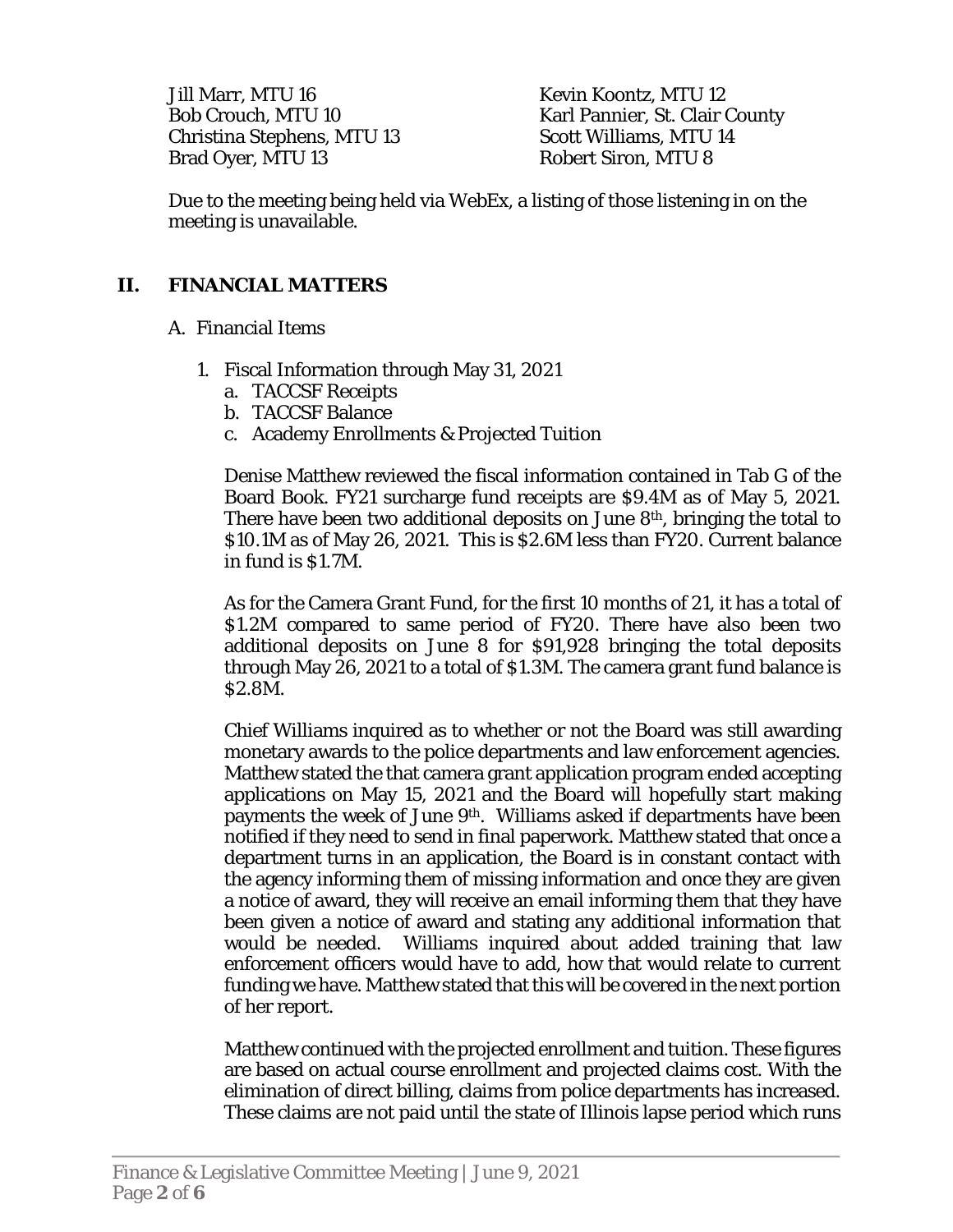Jill Marr, MTU 16
Bob Crouch, MTU 10
Christina Stephens, MTU 13
Brad Oyer, MTU 13
Kevin Koontz, MTU 12
Karl Pannier, St. Clair County
Scott Williams, MTU 14
Robert Siron, MTU 8

Due to the meeting being held via WebEx, a listing of those listening in on the meeting is unavailable.

## II. FINANCIAL MATTERS

A. Financial Items

1. Fiscal Information through May 31, 2021
   a. TACCSF Receipts
   b. TACCSF Balance
   c. Academy Enrollments & Projected Tuition

Denise Matthew reviewed the fiscal information contained in Tab G of the Board Book. FY21 surcharge fund receipts are $9.4M as of May 5, 2021. There have been two additional deposits on June 8th, bringing the total to $10.1M as of May 26, 2021. This is $2.6M less than FY20. Current balance in fund is $1.7M.

As for the Camera Grant Fund, for the first 10 months of 21, it has a total of $1.2M compared to same period of FY20. There have also been two additional deposits on June 8 for $91,928 bringing the total deposits through May 26, 2021 to a total of $1.3M. The camera grant fund balance is $2.8M.

Chief Williams inquired as to whether or not the Board was still awarding monetary awards to the police departments and law enforcement agencies. Matthew stated the that camera grant application program ended accepting applications on May 15, 2021 and the Board will hopefully start making payments the week of June 9th. Williams asked if departments have been notified if they need to send in final paperwork. Matthew stated that once a department turns in an application, the Board is in constant contact with the agency informing them of missing information and once they are given a notice of award, they will receive an email informing them that they have been given a notice of award and stating any additional information that would be needed. Williams inquired about added training that law enforcement officers would have to add, how that would relate to current funding we have. Matthew stated that this will be covered in the next portion of her report.

Matthew continued with the projected enrollment and tuition. These figures are based on actual course enrollment and projected claims cost. With the elimination of direct billing, claims from police departments has increased. These claims are not paid until the state of Illinois lapse period which runs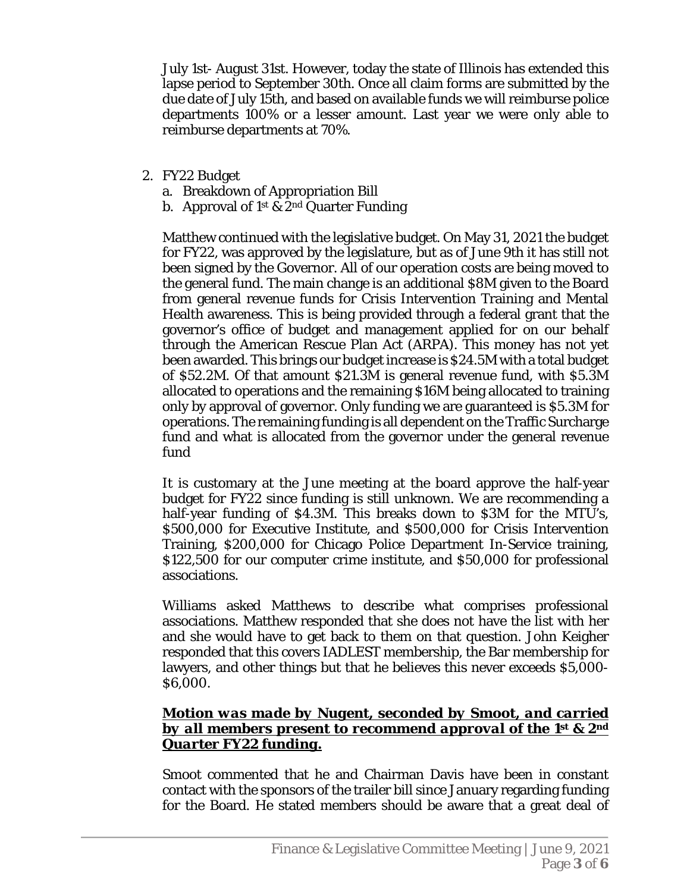July 1st- August 31st. However, today the state of Illinois has extended this lapse period to September 30th. Once all claim forms are submitted by the due date of July 15th, and based on available funds we will reimburse police departments 100% or a lesser amount. Last year we were only able to reimburse departments at 70%.

2. FY22 Budget
   a. Breakdown of Appropriation Bill
   b. Approval of 1st & 2nd Quarter Funding

Matthew continued with the legislative budget. On May 31, 2021 the budget for FY22, was approved by the legislature, but as of June 9th it has still not been signed by the Governor. All of our operation costs are being moved to the general fund. The main change is an additional $8M given to the Board from general revenue funds for Crisis Intervention Training and Mental Health awareness. This is being provided through a federal grant that the governor's office of budget and management applied for on our behalf through the American Rescue Plan Act (ARPA). This money has not yet been awarded. This brings our budget increase is $24.5M with a total budget of $52.2M. Of that amount $21.3M is general revenue fund, with $5.3M allocated to operations and the remaining $16M being allocated to training only by approval of governor. Only funding we are guaranteed is $5.3M for operations. The remaining funding is all dependent on the Traffic Surcharge fund and what is allocated from the governor under the general revenue fund

It is customary at the June meeting at the board approve the half-year budget for FY22 since funding is still unknown. We are recommending a half-year funding of $4.3M. This breaks down to $3M for the MTU's, $500,000 for Executive Institute, and $500,000 for Crisis Intervention Training, $200,000 for Chicago Police Department In-Service training, $122,500 for our computer crime institute, and $50,000 for professional associations.

Williams asked Matthews to describe what comprises professional associations. Matthew responded that she does not have the list with her and she would have to get back to them on that question. John Keigher responded that this covers IADLEST membership, the Bar membership for lawyers, and other things but that he believes this never exceeds $5,000-$6,000.

***Motion was made by Nugent, seconded by Smoot, and carried by all members present to recommend approval of the 1st & 2nd Quarter FY22 funding.***

Smoot commented that he and Chairman Davis have been in constant contact with the sponsors of the trailer bill since January regarding funding for the Board. He stated members should be aware that a great deal of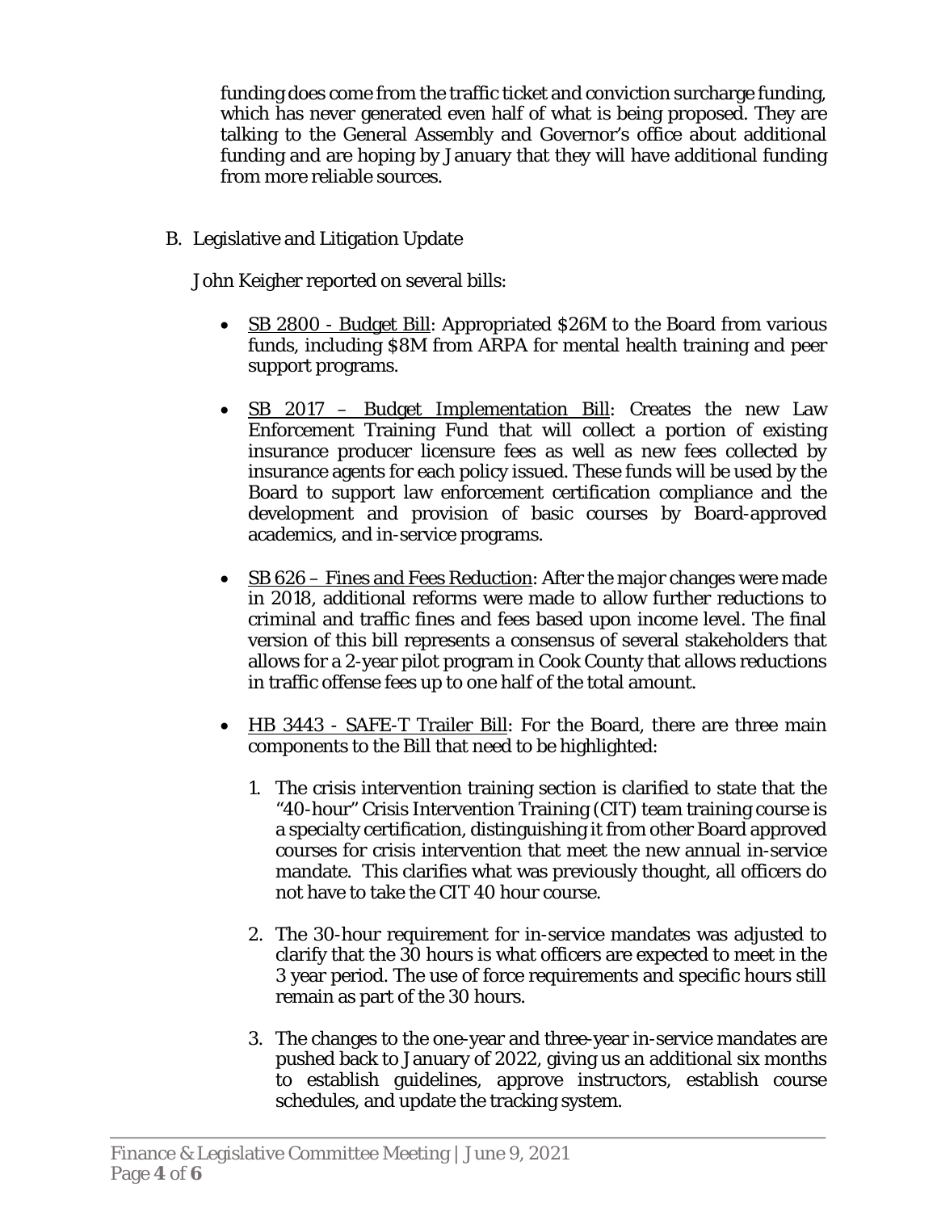funding does come from the traffic ticket and conviction surcharge funding, which has never generated even half of what is being proposed. They are talking to the General Assembly and Governor's office about additional funding and are hoping by January that they will have additional funding from more reliable sources.

B. Legislative and Litigation Update

John Keigher reported on several bills:

- SB 2800 - Budget Bill: Appropriated $26M to the Board from various funds, including $8M from ARPA for mental health training and peer support programs.

- SB 2017 – Budget Implementation Bill: Creates the new Law Enforcement Training Fund that will collect a portion of existing insurance producer licensure fees as well as new fees collected by insurance agents for each policy issued. These funds will be used by the Board to support law enforcement certification compliance and the development and provision of basic courses by Board-approved academics, and in-service programs.

- SB 626 – Fines and Fees Reduction: After the major changes were made in 2018, additional reforms were made to allow further reductions to criminal and traffic fines and fees based upon income level. The final version of this bill represents a consensus of several stakeholders that allows for a 2-year pilot program in Cook County that allows reductions in traffic offense fees up to one half of the total amount.

- HB 3443 - SAFE-T Trailer Bill: For the Board, there are three main components to the Bill that need to be highlighted:

  1. The crisis intervention training section is clarified to state that the "40-hour" Crisis Intervention Training (CIT) team training course is a specialty certification, distinguishing it from other Board approved courses for crisis intervention that meet the new annual in-service mandate. This clarifies what was previously thought, all officers do not have to take the CIT 40 hour course.

  2. The 30-hour requirement for in-service mandates was adjusted to clarify that the 30 hours is what officers are expected to meet in the 3 year period. The use of force requirements and specific hours still remain as part of the 30 hours.

  3. The changes to the one-year and three-year in-service mandates are pushed back to January of 2022, giving us an additional six months to establish guidelines, approve instructors, establish course schedules, and update the tracking system.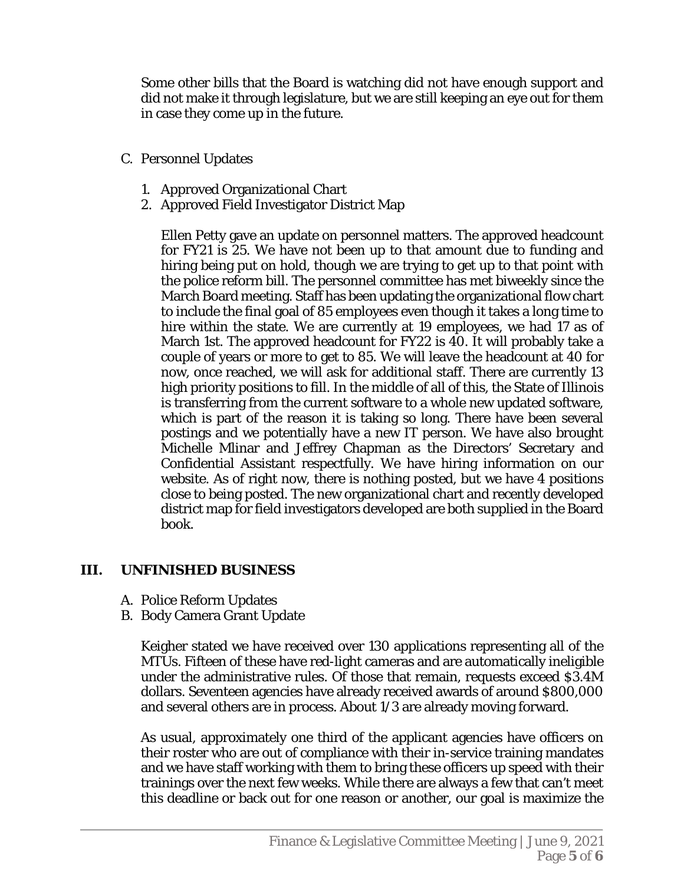Some other bills that the Board is watching did not have enough support and did not make it through legislature, but we are still keeping an eye out for them in case they come up in the future.

C. Personnel Updates

1. Approved Organizational Chart
2. Approved Field Investigator District Map

Ellen Petty gave an update on personnel matters. The approved headcount for FY21 is 25. We have not been up to that amount due to funding and hiring being put on hold, though we are trying to get up to that point with the police reform bill. The personnel committee has met biweekly since the March Board meeting. Staff has been updating the organizational flow chart to include the final goal of 85 employees even though it takes a long time to hire within the state. We are currently at 19 employees, we had 17 as of March 1st. The approved headcount for FY22 is 40. It will probably take a couple of years or more to get to 85. We will leave the headcount at 40 for now, once reached, we will ask for additional staff. There are currently 13 high priority positions to fill. In the middle of all of this, the State of Illinois is transferring from the current software to a whole new updated software, which is part of the reason it is taking so long. There have been several postings and we potentially have a new IT person. We have also brought Michelle Mlinar and Jeffrey Chapman as the Directors' Secretary and Confidential Assistant respectfully. We have hiring information on our website. As of right now, there is nothing posted, but we have 4 positions close to being posted. The new organizational chart and recently developed district map for field investigators developed are both supplied in the Board book.

## III. UNFINISHED BUSINESS

A. Police Reform Updates
B. Body Camera Grant Update

Keigher stated we have received over 130 applications representing all of the MTUs. Fifteen of these have red-light cameras and are automatically ineligible under the administrative rules. Of those that remain, requests exceed $3.4M dollars. Seventeen agencies have already received awards of around $800,000 and several others are in process. About 1/3 are already moving forward.

As usual, approximately one third of the applicant agencies have officers on their roster who are out of compliance with their in-service training mandates and we have staff working with them to bring these officers up speed with their trainings over the next few weeks. While there are always a few that can't meet this deadline or back out for one reason or another, our goal is maximize the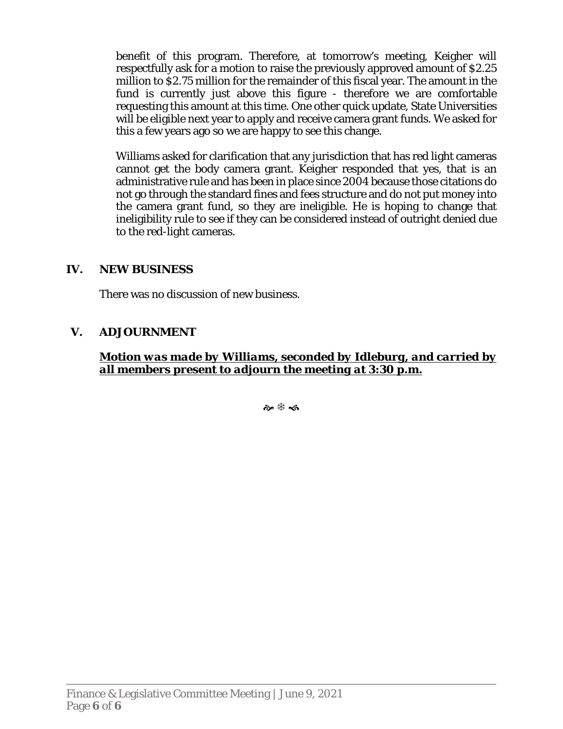benefit of this program. Therefore, at tomorrow's meeting, Keigher will respectfully ask for a motion to raise the previously approved amount of $2.25 million to $2.75 million for the remainder of this fiscal year. The amount in the fund is currently just above this figure - therefore we are comfortable requesting this amount at this time. One other quick update, State Universities will be eligible next year to apply and receive camera grant funds. We asked for this a few years ago so we are happy to see this change.

Williams asked for clarification that any jurisdiction that has red light cameras cannot get the body camera grant. Keigher responded that yes, that is an administrative rule and has been in place since 2004 because those citations do not go through the standard fines and fees structure and do not put money into the camera grant fund, so they are ineligible. He is hoping to change that ineligibility rule to see if they can be considered instead of outright denied due to the red-light cameras.

## IV. NEW BUSINESS

There was no discussion of new business.

## V. ADJOURNMENT

***Motion was made by Williams, seconded by Idleburg, and carried by all members present to adjourn the meeting at 3:30 p.m.***

☙ ❄ ❧